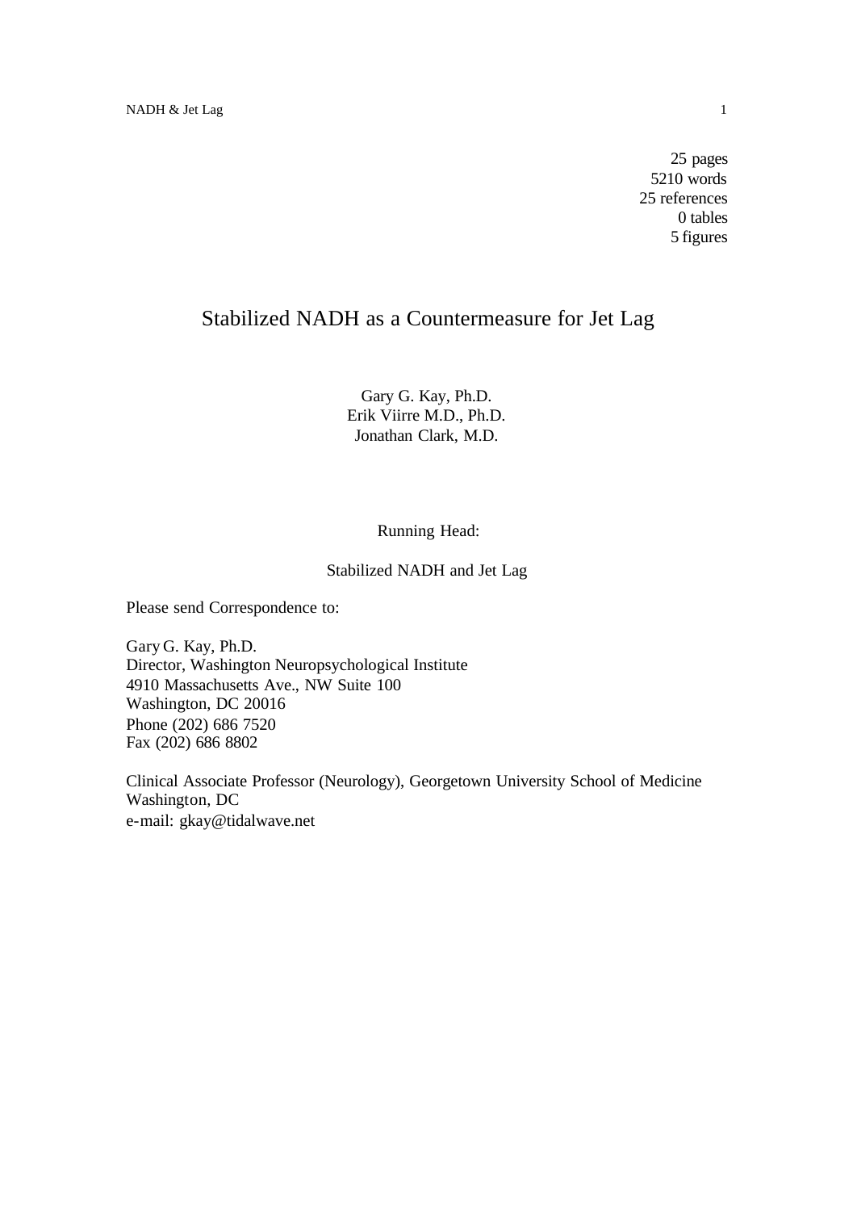25 pages
5210 words
25 references
0 tables
5 figures

# Stabilized NADH as a Countermeasure for Jet Lag

Gary G. Kay, Ph.D.
Erik Viirre M.D., Ph.D.
Jonathan Clark, M.D.

Running Head:

Stabilized NADH and Jet Lag

Please send Correspondence to:

Gary G. Kay, Ph.D.
Director, Washington Neuropsychological Institute
4910 Massachusetts Ave., NW Suite 100
Washington, DC 20016
Phone (202) 686 7520
Fax (202) 686 8802

Clinical Associate Professor (Neurology), Georgetown University School of Medicine
Washington, DC
e-mail: gkay@tidalwave.net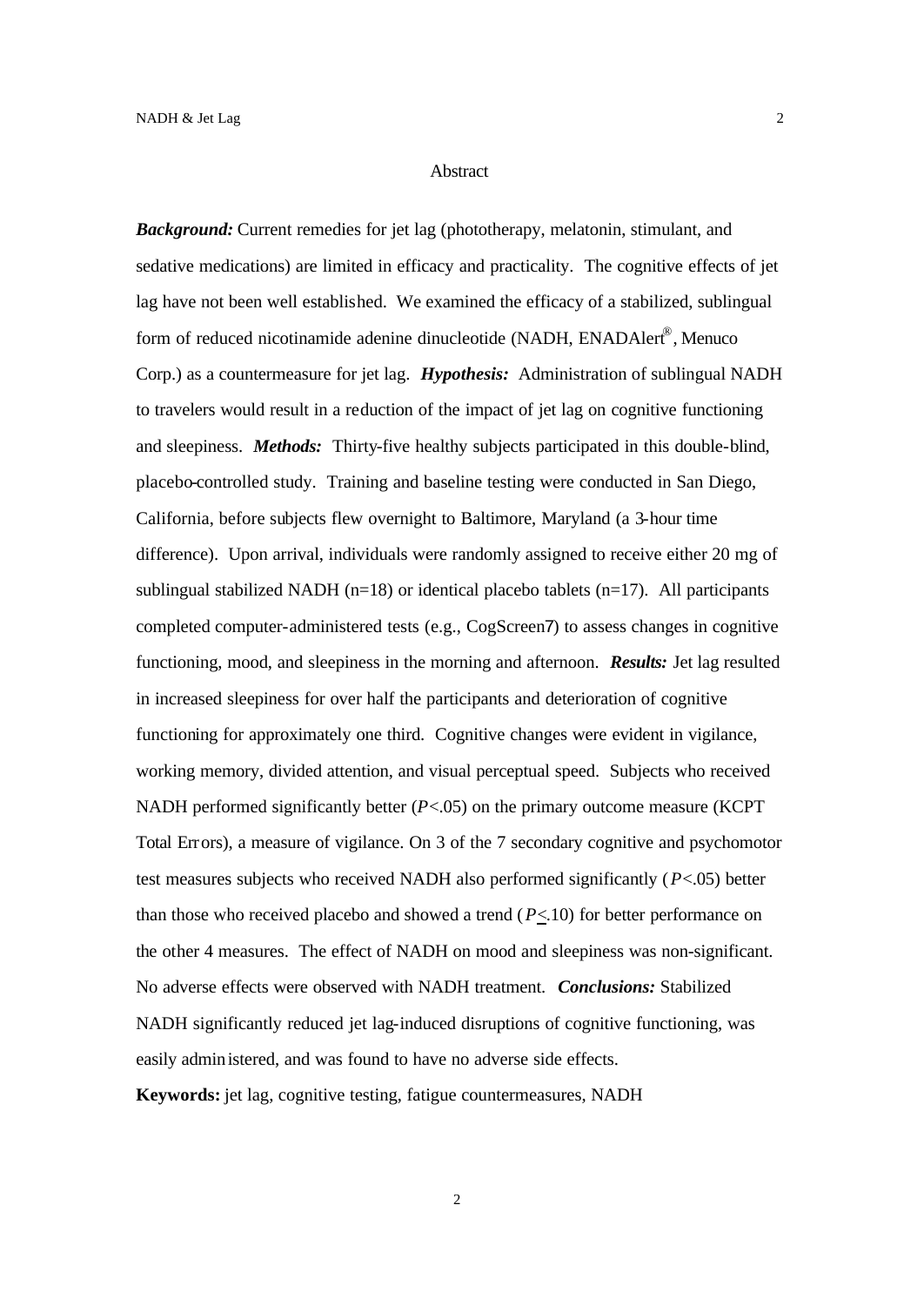## Abstract

***Background:*** Current remedies for jet lag (phototherapy, melatonin, stimulant, and sedative medications) are limited in efficacy and practicality. The cognitive effects of jet lag have not been well established. We examined the efficacy of a stabilized, sublingual form of reduced nicotinamide adenine dinucleotide (NADH, ENADAlert®, Menuco Corp.) as a countermeasure for jet lag. ***Hypothesis:*** Administration of sublingual NADH to travelers would result in a reduction of the impact of jet lag on cognitive functioning and sleepiness. ***Methods:*** Thirty-five healthy subjects participated in this double-blind, placebo-controlled study. Training and baseline testing were conducted in San Diego, California, before subjects flew overnight to Baltimore, Maryland (a 3-hour time difference). Upon arrival, individuals were randomly assigned to receive either 20 mg of sublingual stabilized NADH (n=18) or identical placebo tablets (n=17). All participants completed computer-administered tests (e.g., CogScreen7) to assess changes in cognitive functioning, mood, and sleepiness in the morning and afternoon. ***Results:*** Jet lag resulted in increased sleepiness for over half the participants and deterioration of cognitive functioning for approximately one third. Cognitive changes were evident in vigilance, working memory, divided attention, and visual perceptual speed. Subjects who received NADH performed significantly better ($P<.05$) on the primary outcome measure (KCPT Total Errors), a measure of vigilance. On 3 of the 7 secondary cognitive and psychomotor test measures subjects who received NADH also performed significantly ($P<.05$) better than those who received placebo and showed a trend ($P \leq .10$) for better performance on the other 4 measures. The effect of NADH on mood and sleepiness was non-significant. No adverse effects were observed with NADH treatment. ***Conclusions:*** Stabilized NADH significantly reduced jet lag-induced disruptions of cognitive functioning, was easily administered, and was found to have no adverse side effects.

**Keywords:** jet lag, cognitive testing, fatigue countermeasures, NADH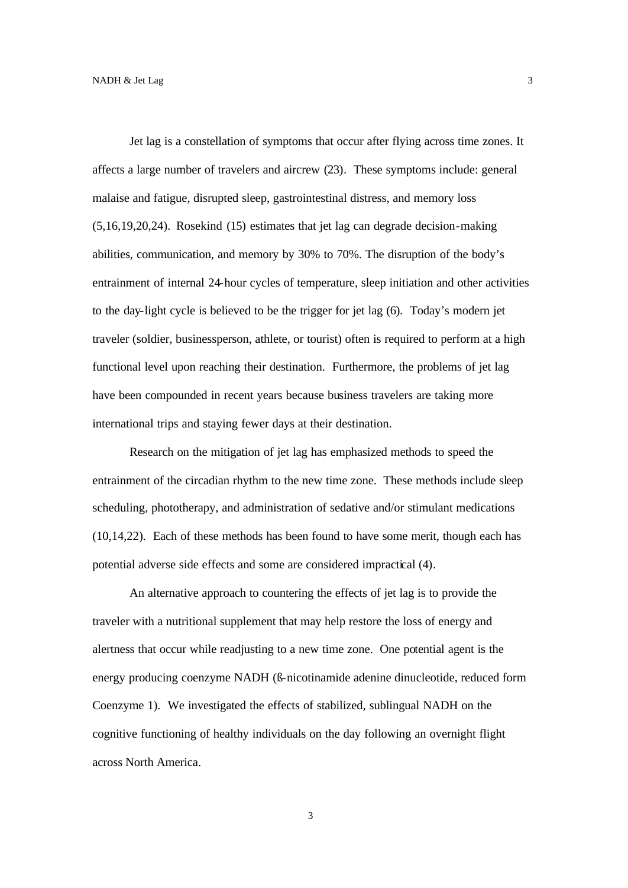Jet lag is a constellation of symptoms that occur after flying across time zones. It affects a large number of travelers and aircrew (23). These symptoms include: general malaise and fatigue, disrupted sleep, gastrointestinal distress, and memory loss (5,16,19,20,24). Rosekind (15) estimates that jet lag can degrade decision-making abilities, communication, and memory by 30% to 70%. The disruption of the body's entrainment of internal 24-hour cycles of temperature, sleep initiation and other activities to the day-light cycle is believed to be the trigger for jet lag (6). Today's modern jet traveler (soldier, businessperson, athlete, or tourist) often is required to perform at a high functional level upon reaching their destination. Furthermore, the problems of jet lag have been compounded in recent years because business travelers are taking more international trips and staying fewer days at their destination.

Research on the mitigation of jet lag has emphasized methods to speed the entrainment of the circadian rhythm to the new time zone. These methods include sleep scheduling, phototherapy, and administration of sedative and/or stimulant medications (10,14,22). Each of these methods has been found to have some merit, though each has potential adverse side effects and some are considered impractical (4).

An alternative approach to countering the effects of jet lag is to provide the traveler with a nutritional supplement that may help restore the loss of energy and alertness that occur while readjusting to a new time zone. One potential agent is the energy producing coenzyme NADH (ß-nicotinamide adenine dinucleotide, reduced form Coenzyme 1). We investigated the effects of stabilized, sublingual NADH on the cognitive functioning of healthy individuals on the day following an overnight flight across North America.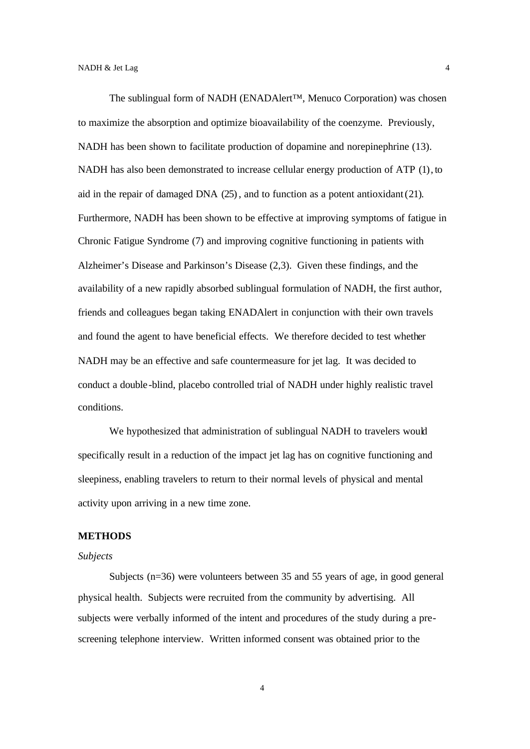The sublingual form of NADH (ENADAlert™, Menuco Corporation) was chosen to maximize the absorption and optimize bioavailability of the coenzyme. Previously, NADH has been shown to facilitate production of dopamine and norepinephrine (13). NADH has also been demonstrated to increase cellular energy production of ATP (1), to aid in the repair of damaged DNA (25), and to function as a potent antioxidant (21). Furthermore, NADH has been shown to be effective at improving symptoms of fatigue in Chronic Fatigue Syndrome (7) and improving cognitive functioning in patients with Alzheimer's Disease and Parkinson's Disease (2,3). Given these findings, and the availability of a new rapidly absorbed sublingual formulation of NADH, the first author, friends and colleagues began taking ENADAlert in conjunction with their own travels and found the agent to have beneficial effects. We therefore decided to test whether NADH may be an effective and safe countermeasure for jet lag. It was decided to conduct a double-blind, placebo controlled trial of NADH under highly realistic travel conditions.

We hypothesized that administration of sublingual NADH to travelers would specifically result in a reduction of the impact jet lag has on cognitive functioning and sleepiness, enabling travelers to return to their normal levels of physical and mental activity upon arriving in a new time zone.

## METHODS

### *Subjects*

Subjects (n=36) were volunteers between 35 and 55 years of age, in good general physical health. Subjects were recruited from the community by advertising. All subjects were verbally informed of the intent and procedures of the study during a pre-screening telephone interview. Written informed consent was obtained prior to the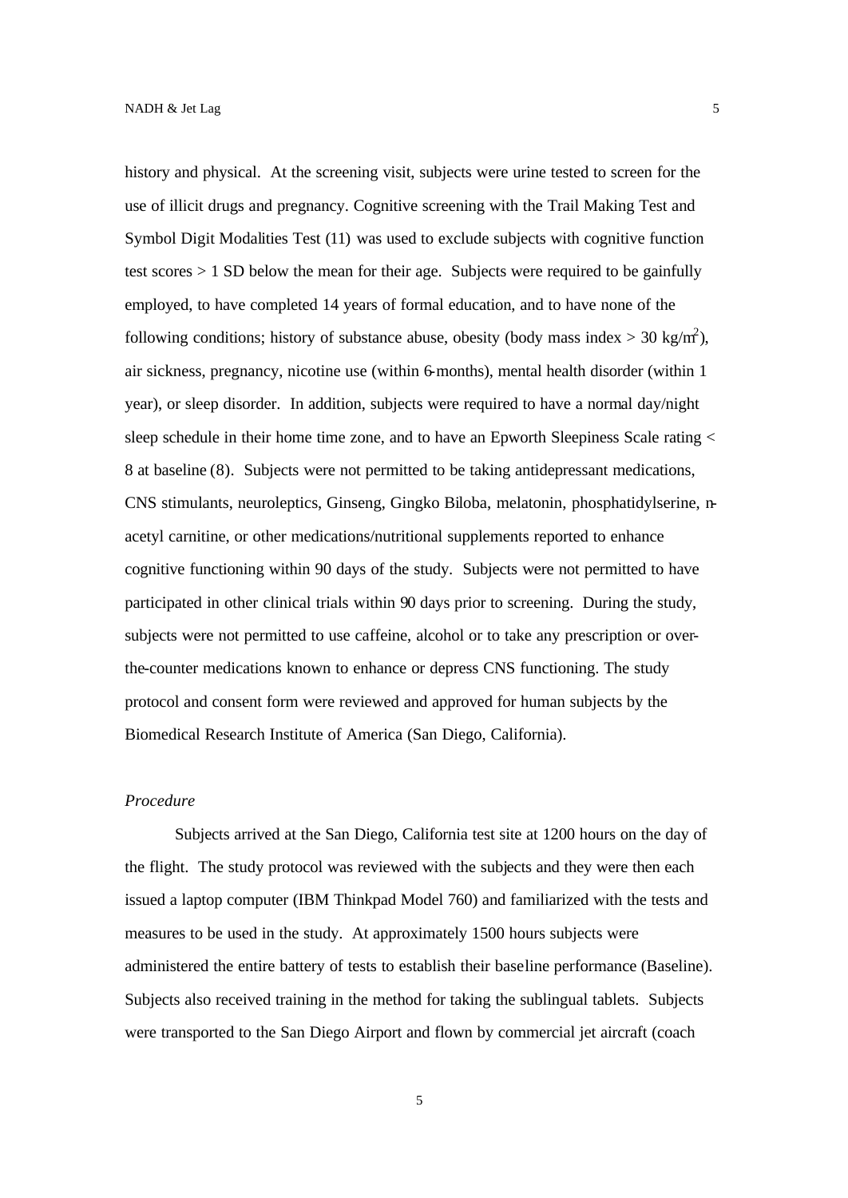history and physical. At the screening visit, subjects were urine tested to screen for the use of illicit drugs and pregnancy. Cognitive screening with the Trail Making Test and Symbol Digit Modalities Test (11) was used to exclude subjects with cognitive function test scores > 1 SD below the mean for their age. Subjects were required to be gainfully employed, to have completed 14 years of formal education, and to have none of the following conditions; history of substance abuse, obesity (body mass index > 30 $kg/m^2$), air sickness, pregnancy, nicotine use (within 6-months), mental health disorder (within 1 year), or sleep disorder. In addition, subjects were required to have a normal day/night sleep schedule in their home time zone, and to have an Epworth Sleepiness Scale rating < 8 at baseline (8). Subjects were not permitted to be taking antidepressant medications, CNS stimulants, neuroleptics, Ginseng, Gingko Biloba, melatonin, phosphatidylserine, n-acetyl carnitine, or other medications/nutritional supplements reported to enhance cognitive functioning within 90 days of the study. Subjects were not permitted to have participated in other clinical trials within 90 days prior to screening. During the study, subjects were not permitted to use caffeine, alcohol or to take any prescription or over-the-counter medications known to enhance or depress CNS functioning. The study protocol and consent form were reviewed and approved for human subjects by the Biomedical Research Institute of America (San Diego, California).

*Procedure*

Subjects arrived at the San Diego, California test site at 1200 hours on the day of the flight. The study protocol was reviewed with the subjects and they were then each issued a laptop computer (IBM Thinkpad Model 760) and familiarized with the tests and measures to be used in the study. At approximately 1500 hours subjects were administered the entire battery of tests to establish their baseline performance (Baseline). Subjects also received training in the method for taking the sublingual tablets. Subjects were transported to the San Diego Airport and flown by commercial jet aircraft (coach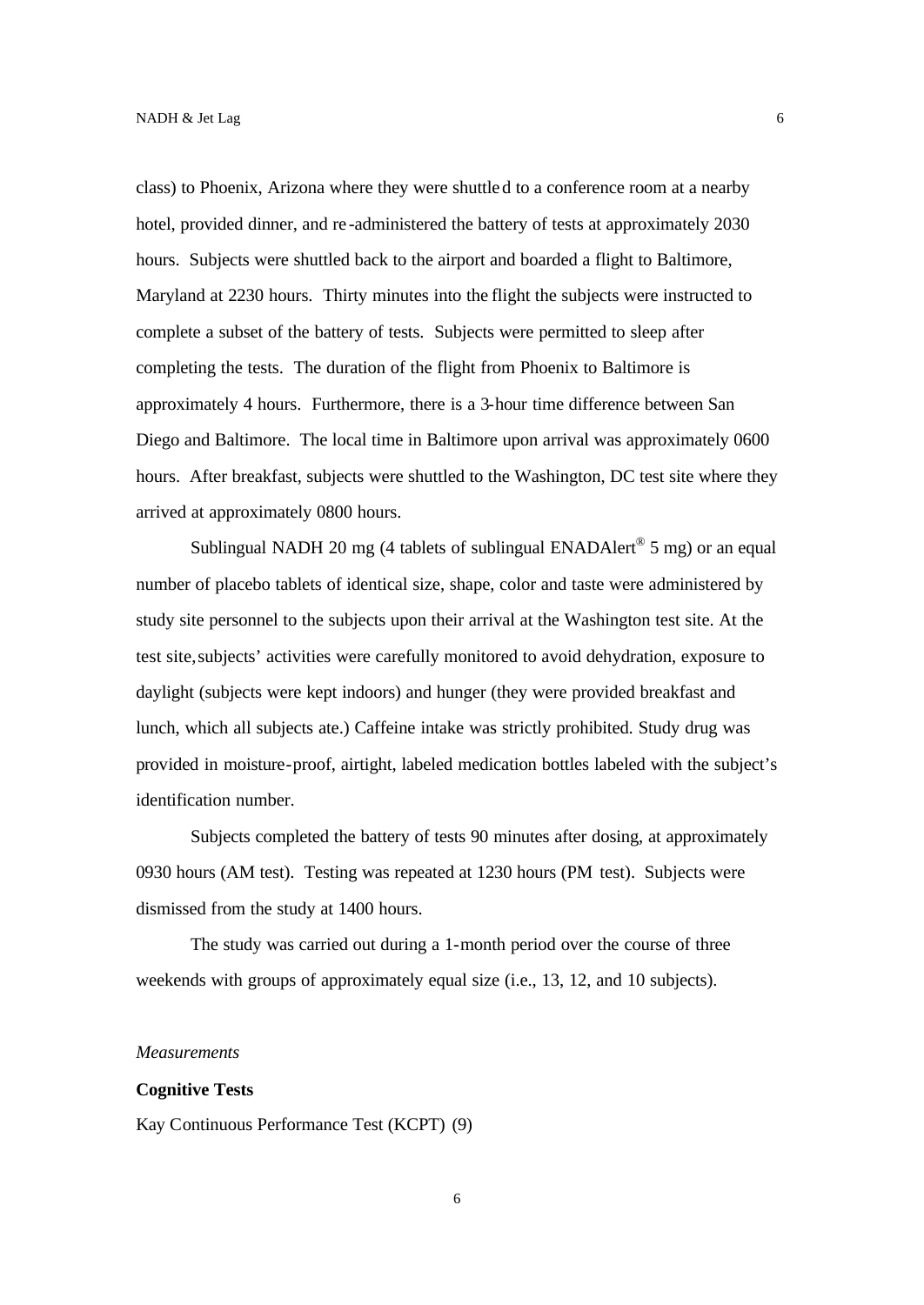class) to Phoenix, Arizona where they were shuttled to a conference room at a nearby hotel, provided dinner, and re-administered the battery of tests at approximately 2030 hours. Subjects were shuttled back to the airport and boarded a flight to Baltimore, Maryland at 2230 hours. Thirty minutes into the flight the subjects were instructed to complete a subset of the battery of tests. Subjects were permitted to sleep after completing the tests. The duration of the flight from Phoenix to Baltimore is approximately 4 hours. Furthermore, there is a 3-hour time difference between San Diego and Baltimore. The local time in Baltimore upon arrival was approximately 0600 hours. After breakfast, subjects were shuttled to the Washington, DC test site where they arrived at approximately 0800 hours.

Sublingual NADH 20 mg (4 tablets of sublingual ENADAlert® 5 mg) or an equal number of placebo tablets of identical size, shape, color and taste were administered by study site personnel to the subjects upon their arrival at the Washington test site. At the test site, subjects' activities were carefully monitored to avoid dehydration, exposure to daylight (subjects were kept indoors) and hunger (they were provided breakfast and lunch, which all subjects ate.) Caffeine intake was strictly prohibited. Study drug was provided in moisture-proof, airtight, labeled medication bottles labeled with the subject's identification number.

Subjects completed the battery of tests 90 minutes after dosing, at approximately 0930 hours (AM test). Testing was repeated at 1230 hours (PM test). Subjects were dismissed from the study at 1400 hours.

The study was carried out during a 1-month period over the course of three weekends with groups of approximately equal size (i.e., 13, 12, and 10 subjects).

*Measurements*

**Cognitive Tests**

Kay Continuous Performance Test (KCPT) (9)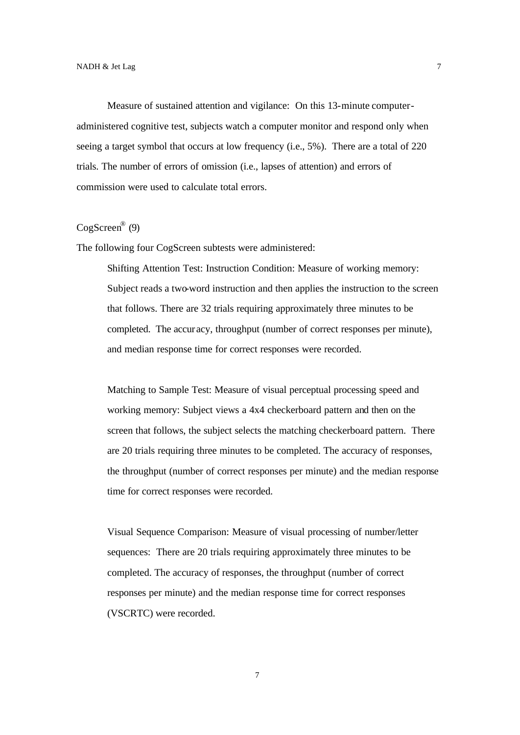Measure of sustained attention and vigilance: On this 13-minute computer-administered cognitive test, subjects watch a computer monitor and respond only when seeing a target symbol that occurs at low frequency (i.e., 5%). There are a total of 220 trials. The number of errors of omission (i.e., lapses of attention) and errors of commission were used to calculate total errors.

CogScreen® (9)

The following four CogScreen subtests were administered:

Shifting Attention Test: Instruction Condition: Measure of working memory: Subject reads a two-word instruction and then applies the instruction to the screen that follows. There are 32 trials requiring approximately three minutes to be completed. The accuracy, throughput (number of correct responses per minute), and median response time for correct responses were recorded.

Matching to Sample Test: Measure of visual perceptual processing speed and working memory: Subject views a 4x4 checkerboard pattern and then on the screen that follows, the subject selects the matching checkerboard pattern. There are 20 trials requiring three minutes to be completed. The accuracy of responses, the throughput (number of correct responses per minute) and the median response time for correct responses were recorded.

Visual Sequence Comparison: Measure of visual processing of number/letter sequences: There are 20 trials requiring approximately three minutes to be completed. The accuracy of responses, the throughput (number of correct responses per minute) and the median response time for correct responses (VSCRTC) were recorded.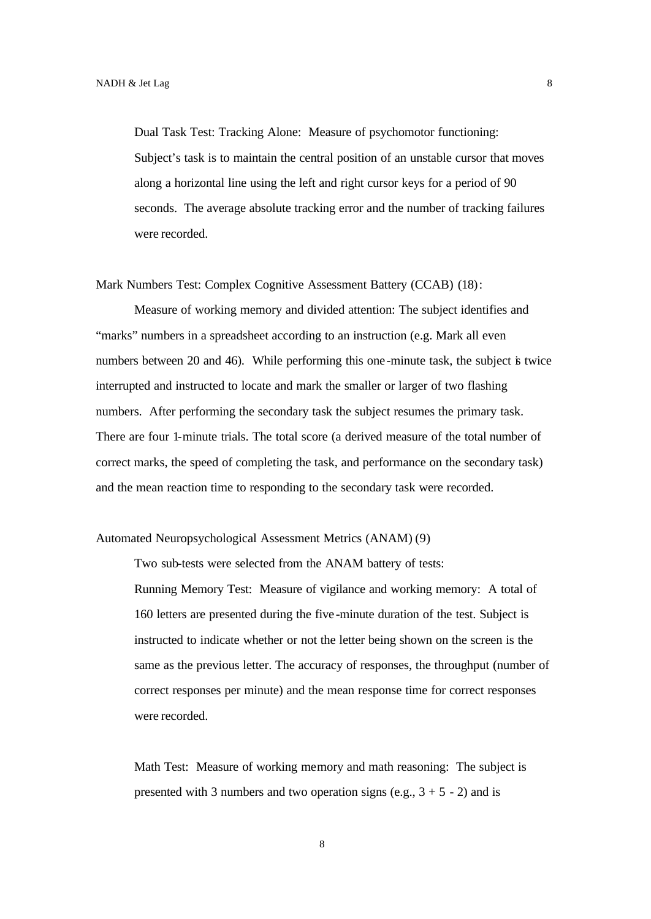Dual Task Test: Tracking Alone: Measure of psychomotor functioning: Subject's task is to maintain the central position of an unstable cursor that moves along a horizontal line using the left and right cursor keys for a period of 90 seconds. The average absolute tracking error and the number of tracking failures were recorded.

Mark Numbers Test: Complex Cognitive Assessment Battery (CCAB) (18):

Measure of working memory and divided attention: The subject identifies and "marks" numbers in a spreadsheet according to an instruction (e.g. Mark all even numbers between 20 and 46). While performing this one-minute task, the subject is twice interrupted and instructed to locate and mark the smaller or larger of two flashing numbers. After performing the secondary task the subject resumes the primary task. There are four 1-minute trials. The total score (a derived measure of the total number of correct marks, the speed of completing the task, and performance on the secondary task) and the mean reaction time to responding to the secondary task were recorded.

Automated Neuropsychological Assessment Metrics (ANAM) (9)

Two sub-tests were selected from the ANAM battery of tests:

Running Memory Test: Measure of vigilance and working memory: A total of 160 letters are presented during the five-minute duration of the test. Subject is instructed to indicate whether or not the letter being shown on the screen is the same as the previous letter. The accuracy of responses, the throughput (number of correct responses per minute) and the mean response time for correct responses were recorded.

Math Test: Measure of working memory and math reasoning: The subject is presented with 3 numbers and two operation signs (e.g., $3 + 5 - 2$) and is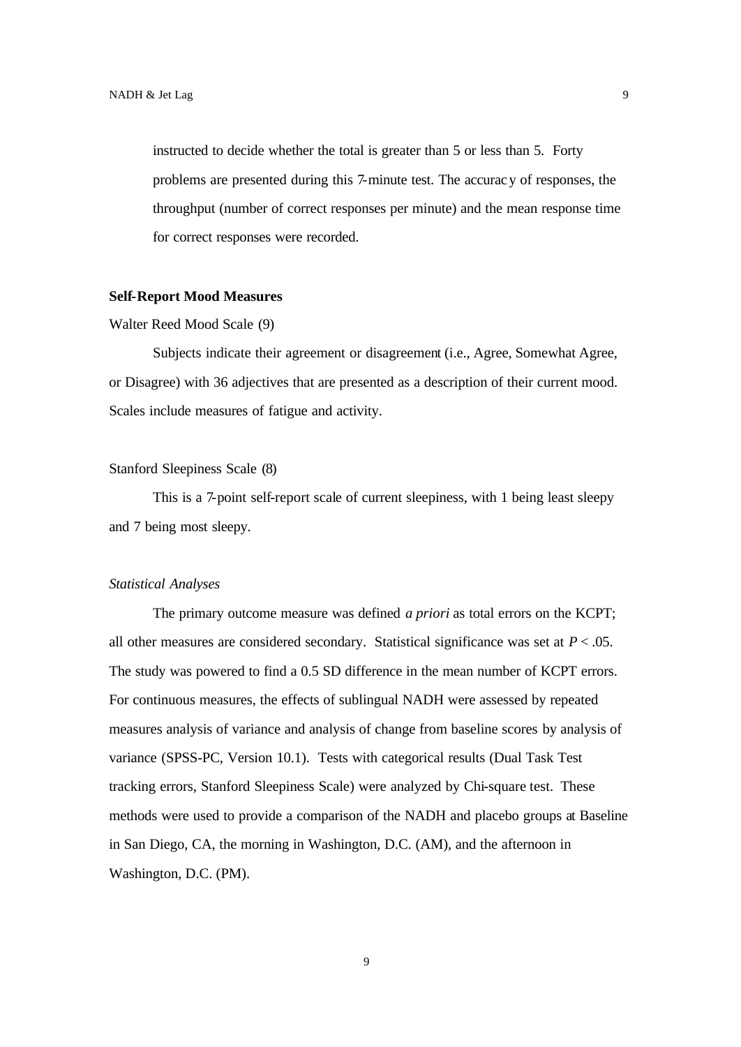instructed to decide whether the total is greater than 5 or less than 5. Forty problems are presented during this 7-minute test. The accuracy of responses, the throughput (number of correct responses per minute) and the mean response time for correct responses were recorded.

**Self-Report Mood Measures**

Walter Reed Mood Scale (9)

Subjects indicate their agreement or disagreement (i.e., Agree, Somewhat Agree, or Disagree) with 36 adjectives that are presented as a description of their current mood. Scales include measures of fatigue and activity.

Stanford Sleepiness Scale (8)

This is a 7-point self-report scale of current sleepiness, with 1 being least sleepy and 7 being most sleepy.

*Statistical Analyses*

The primary outcome measure was defined *a priori* as total errors on the KCPT; all other measures are considered secondary. Statistical significance was set at $P < .05$. The study was powered to find a 0.5 SD difference in the mean number of KCPT errors. For continuous measures, the effects of sublingual NADH were assessed by repeated measures analysis of variance and analysis of change from baseline scores by analysis of variance (SPSS-PC, Version 10.1). Tests with categorical results (Dual Task Test tracking errors, Stanford Sleepiness Scale) were analyzed by Chi-square test. These methods were used to provide a comparison of the NADH and placebo groups at Baseline in San Diego, CA, the morning in Washington, D.C. (AM), and the afternoon in Washington, D.C. (PM).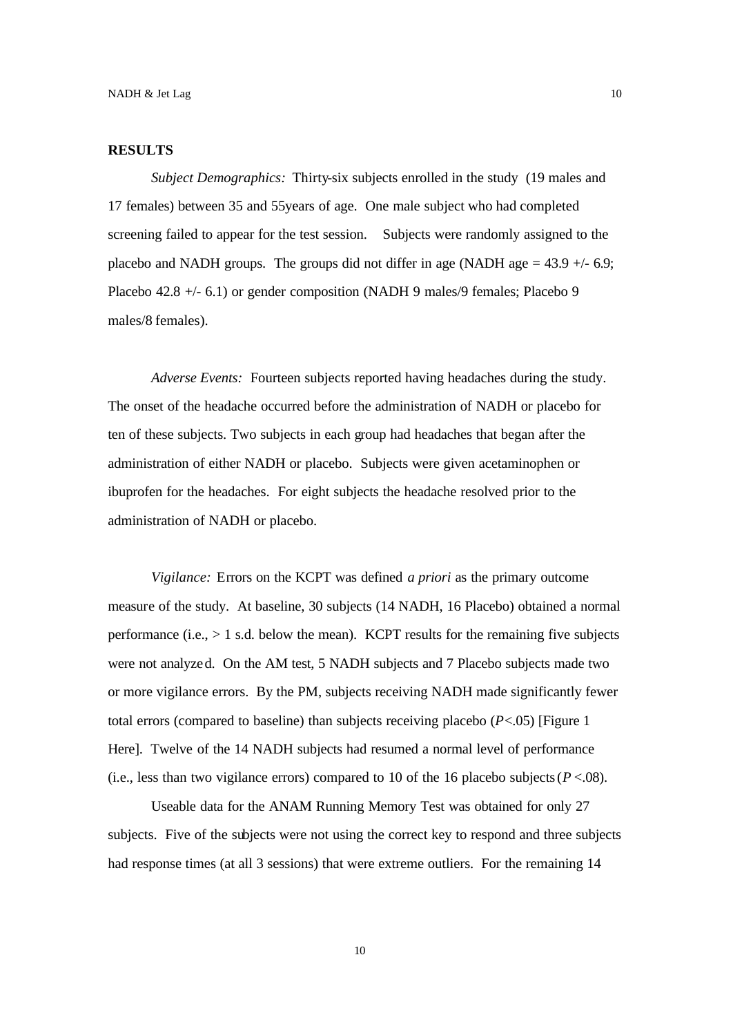## RESULTS

*Subject Demographics:* Thirty-six subjects enrolled in the study (19 males and 17 females) between 35 and 55years of age. One male subject who had completed screening failed to appear for the test session. Subjects were randomly assigned to the placebo and NADH groups. The groups did not differ in age (NADH age = 43.9 +/- 6.9; Placebo 42.8 +/- 6.1) or gender composition (NADH 9 males/9 females; Placebo 9 males/8 females).

*Adverse Events:* Fourteen subjects reported having headaches during the study. The onset of the headache occurred before the administration of NADH or placebo for ten of these subjects. Two subjects in each group had headaches that began after the administration of either NADH or placebo. Subjects were given acetaminophen or ibuprofen for the headaches. For eight subjects the headache resolved prior to the administration of NADH or placebo.

*Vigilance:* Errors on the KCPT was defined *a priori* as the primary outcome measure of the study. At baseline, 30 subjects (14 NADH, 16 Placebo) obtained a normal performance (i.e., > 1 s.d. below the mean). KCPT results for the remaining five subjects were not analyzed. On the AM test, 5 NADH subjects and 7 Placebo subjects made two or more vigilance errors. By the PM, subjects receiving NADH made significantly fewer total errors (compared to baseline) than subjects receiving placebo ($P<.05$) [Figure 1 Here]. Twelve of the 14 NADH subjects had resumed a normal level of performance (i.e., less than two vigilance errors) compared to 10 of the 16 placebo subjects ($P<.08$).

Useable data for the ANAM Running Memory Test was obtained for only 27 subjects. Five of the subjects were not using the correct key to respond and three subjects had response times (at all 3 sessions) that were extreme outliers. For the remaining 14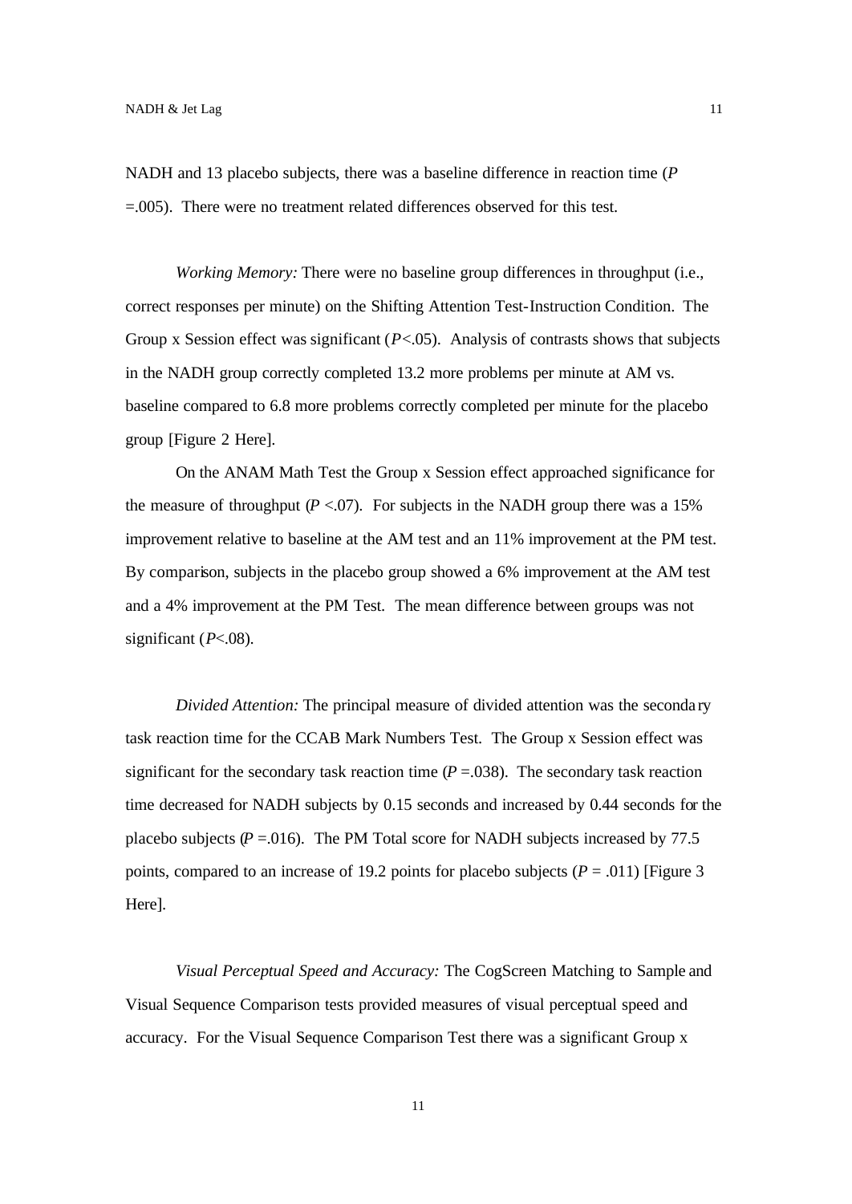NADH and 13 placebo subjects, there was a baseline difference in reaction time ($P = .005$). There were no treatment related differences observed for this test.

*Working Memory:* There were no baseline group differences in throughput (i.e., correct responses per minute) on the Shifting Attention Test-Instruction Condition. The Group x Session effect was significant ($P < .05$). Analysis of contrasts shows that subjects in the NADH group correctly completed 13.2 more problems per minute at AM vs. baseline compared to 6.8 more problems correctly completed per minute for the placebo group [Figure 2 Here].

On the ANAM Math Test the Group x Session effect approached significance for the measure of throughput ($P < .07$). For subjects in the NADH group there was a 15% improvement relative to baseline at the AM test and an 11% improvement at the PM test. By comparison, subjects in the placebo group showed a 6% improvement at the AM test and a 4% improvement at the PM Test. The mean difference between groups was not significant ($P < .08$).

*Divided Attention:* The principal measure of divided attention was the secondary task reaction time for the CCAB Mark Numbers Test. The Group x Session effect was significant for the secondary task reaction time ($P = .038$). The secondary task reaction time decreased for NADH subjects by 0.15 seconds and increased by 0.44 seconds for the placebo subjects ($P = .016$). The PM Total score for NADH subjects increased by 77.5 points, compared to an increase of 19.2 points for placebo subjects ($P = .011$) [Figure 3 Here].

*Visual Perceptual Speed and Accuracy:* The CogScreen Matching to Sample and Visual Sequence Comparison tests provided measures of visual perceptual speed and accuracy. For the Visual Sequence Comparison Test there was a significant Group x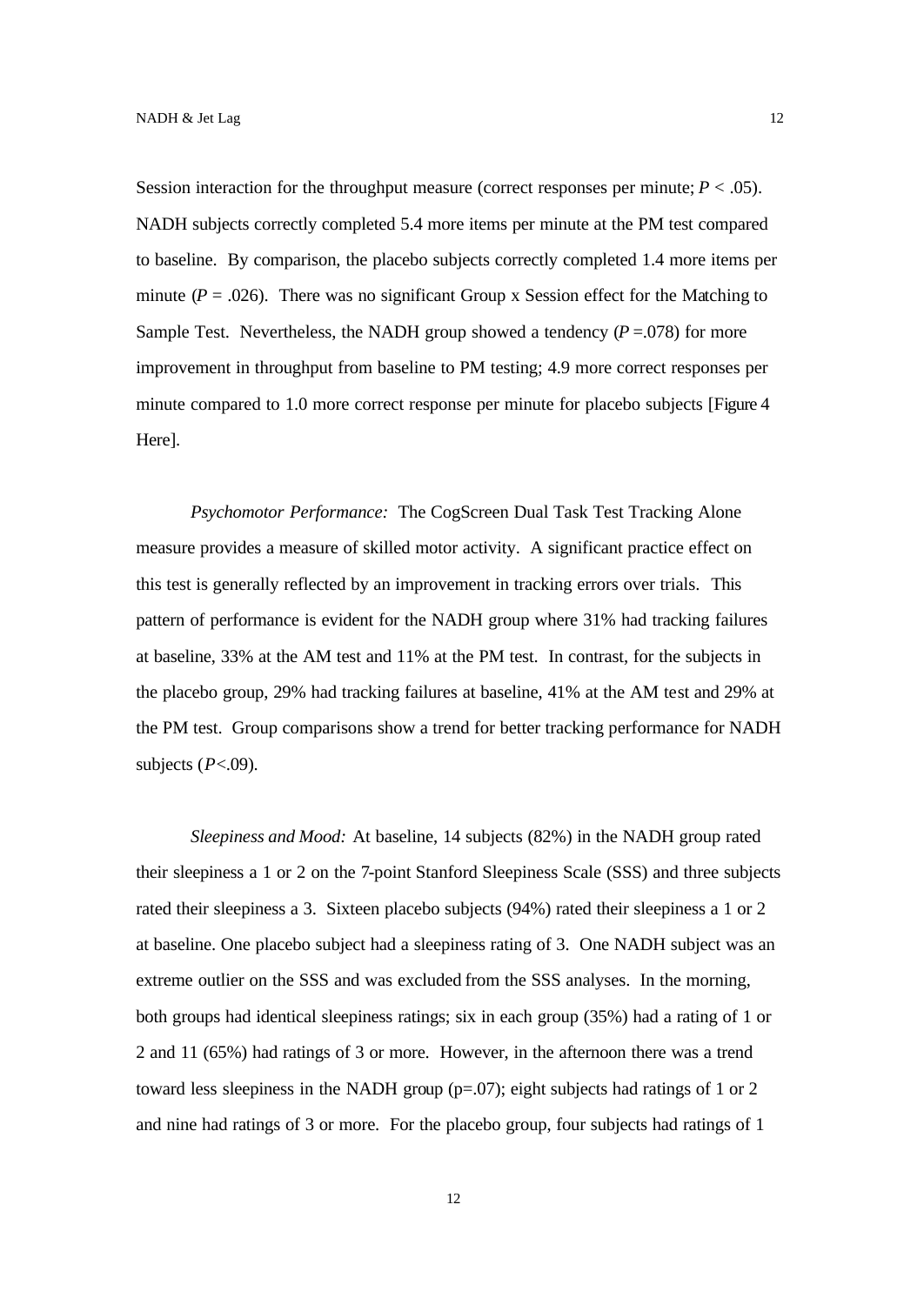Session interaction for the throughput measure (correct responses per minute; $P < .05$). NADH subjects correctly completed 5.4 more items per minute at the PM test compared to baseline. By comparison, the placebo subjects correctly completed 1.4 more items per minute ($P = .026$). There was no significant Group x Session effect for the Matching to Sample Test. Nevertheless, the NADH group showed a tendency ($P = .078$) for more improvement in throughput from baseline to PM testing; 4.9 more correct responses per minute compared to 1.0 more correct response per minute for placebo subjects [Figure 4 Here].

*Psychomotor Performance:* The CogScreen Dual Task Test Tracking Alone measure provides a measure of skilled motor activity. A significant practice effect on this test is generally reflected by an improvement in tracking errors over trials. This pattern of performance is evident for the NADH group where 31% had tracking failures at baseline, 33% at the AM test and 11% at the PM test. In contrast, for the subjects in the placebo group, 29% had tracking failures at baseline, 41% at the AM test and 29% at the PM test. Group comparisons show a trend for better tracking performance for NADH subjects ($P < .09$).

*Sleepiness and Mood:* At baseline, 14 subjects (82%) in the NADH group rated their sleepiness a 1 or 2 on the 7-point Stanford Sleepiness Scale (SSS) and three subjects rated their sleepiness a 3. Sixteen placebo subjects (94%) rated their sleepiness a 1 or 2 at baseline. One placebo subject had a sleepiness rating of 3. One NADH subject was an extreme outlier on the SSS and was excluded from the SSS analyses. In the morning, both groups had identical sleepiness ratings; six in each group (35%) had a rating of 1 or 2 and 11 (65%) had ratings of 3 or more. However, in the afternoon there was a trend toward less sleepiness in the NADH group ($p = .07$); eight subjects had ratings of 1 or 2 and nine had ratings of 3 or more. For the placebo group, four subjects had ratings of 1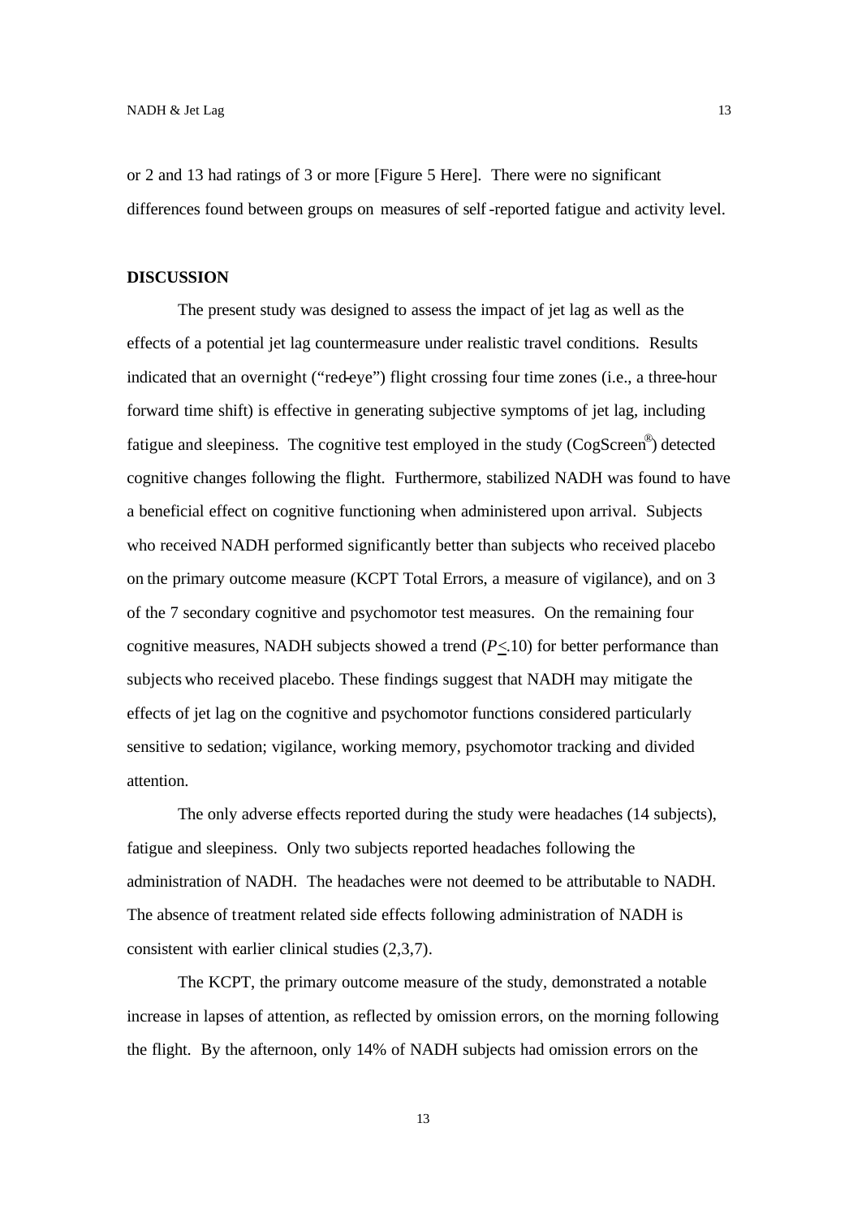or 2 and 13 had ratings of 3 or more [Figure 5 Here]. There were no significant differences found between groups on measures of self-reported fatigue and activity level.

## DISCUSSION

The present study was designed to assess the impact of jet lag as well as the effects of a potential jet lag countermeasure under realistic travel conditions. Results indicated that an overnight ("red-eye") flight crossing four time zones (i.e., a three-hour forward time shift) is effective in generating subjective symptoms of jet lag, including fatigue and sleepiness. The cognitive test employed in the study (CogScreen®) detected cognitive changes following the flight. Furthermore, stabilized NADH was found to have a beneficial effect on cognitive functioning when administered upon arrival. Subjects who received NADH performed significantly better than subjects who received placebo on the primary outcome measure (KCPT Total Errors, a measure of vigilance), and on 3 of the 7 secondary cognitive and psychomotor test measures. On the remaining four cognitive measures, NADH subjects showed a trend ($P \leq .10$) for better performance than subjects who received placebo. These findings suggest that NADH may mitigate the effects of jet lag on the cognitive and psychomotor functions considered particularly sensitive to sedation; vigilance, working memory, psychomotor tracking and divided attention.

The only adverse effects reported during the study were headaches (14 subjects), fatigue and sleepiness. Only two subjects reported headaches following the administration of NADH. The headaches were not deemed to be attributable to NADH. The absence of treatment related side effects following administration of NADH is consistent with earlier clinical studies (2,3,7).

The KCPT, the primary outcome measure of the study, demonstrated a notable increase in lapses of attention, as reflected by omission errors, on the morning following the flight. By the afternoon, only 14% of NADH subjects had omission errors on the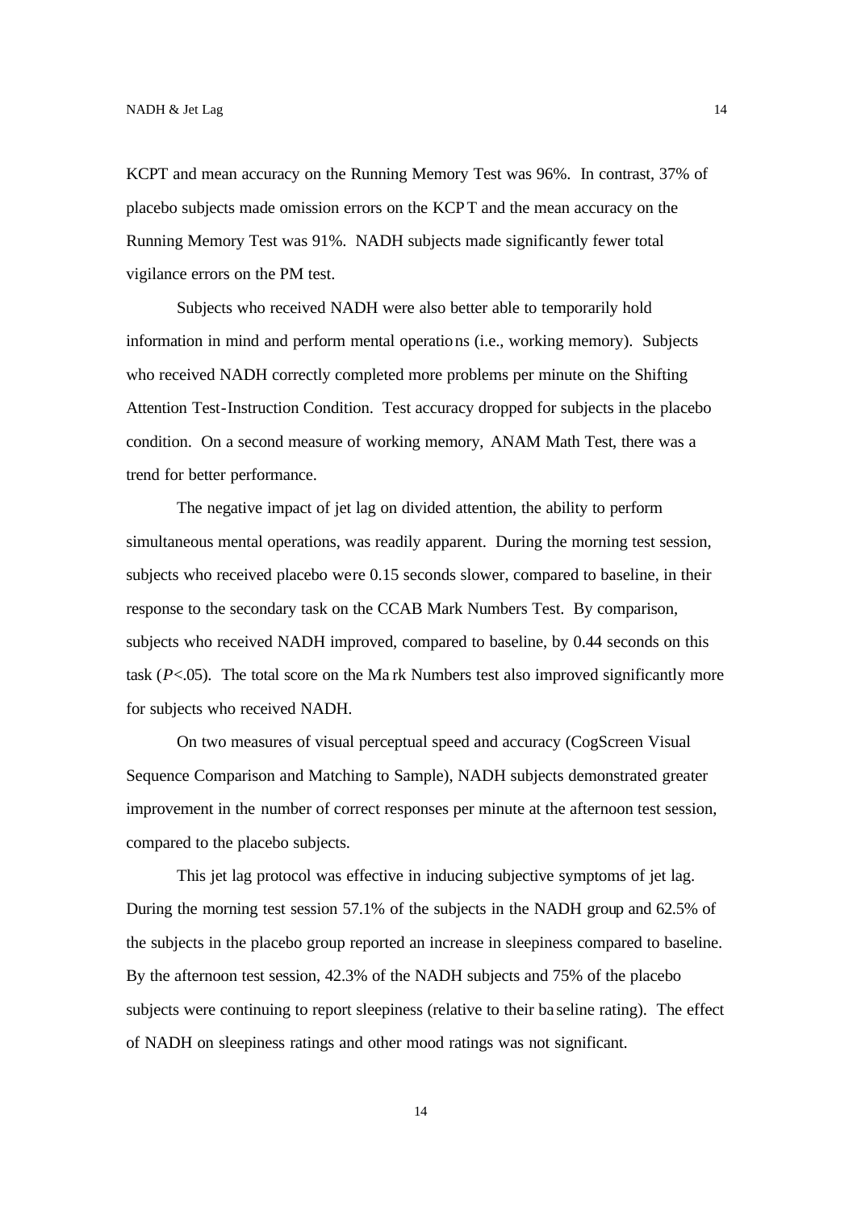KCPT and mean accuracy on the Running Memory Test was 96%. In contrast, 37% of placebo subjects made omission errors on the KCPT and the mean accuracy on the Running Memory Test was 91%. NADH subjects made significantly fewer total vigilance errors on the PM test.

Subjects who received NADH were also better able to temporarily hold information in mind and perform mental operations (i.e., working memory). Subjects who received NADH correctly completed more problems per minute on the Shifting Attention Test-Instruction Condition. Test accuracy dropped for subjects in the placebo condition. On a second measure of working memory, ANAM Math Test, there was a trend for better performance.

The negative impact of jet lag on divided attention, the ability to perform simultaneous mental operations, was readily apparent. During the morning test session, subjects who received placebo were 0.15 seconds slower, compared to baseline, in their response to the secondary task on the CCAB Mark Numbers Test. By comparison, subjects who received NADH improved, compared to baseline, by 0.44 seconds on this task ($P<.05$). The total score on the Mark Numbers test also improved significantly more for subjects who received NADH.

On two measures of visual perceptual speed and accuracy (CogScreen Visual Sequence Comparison and Matching to Sample), NADH subjects demonstrated greater improvement in the number of correct responses per minute at the afternoon test session, compared to the placebo subjects.

This jet lag protocol was effective in inducing subjective symptoms of jet lag. During the morning test session 57.1% of the subjects in the NADH group and 62.5% of the subjects in the placebo group reported an increase in sleepiness compared to baseline. By the afternoon test session, 42.3% of the NADH subjects and 75% of the placebo subjects were continuing to report sleepiness (relative to their baseline rating). The effect of NADH on sleepiness ratings and other mood ratings was not significant.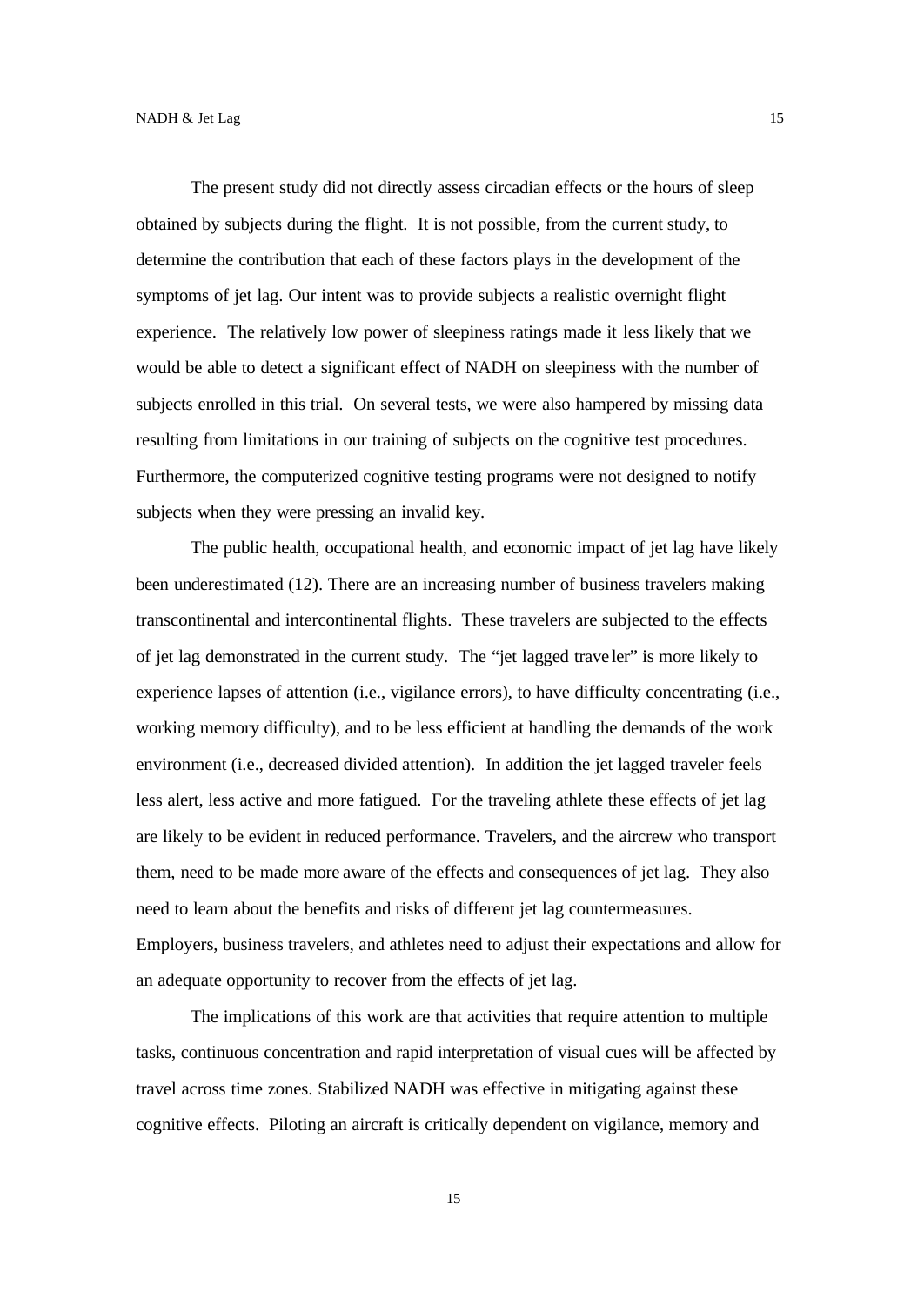The present study did not directly assess circadian effects or the hours of sleep obtained by subjects during the flight. It is not possible, from the current study, to determine the contribution that each of these factors plays in the development of the symptoms of jet lag. Our intent was to provide subjects a realistic overnight flight experience. The relatively low power of sleepiness ratings made it less likely that we would be able to detect a significant effect of NADH on sleepiness with the number of subjects enrolled in this trial. On several tests, we were also hampered by missing data resulting from limitations in our training of subjects on the cognitive test procedures. Furthermore, the computerized cognitive testing programs were not designed to notify subjects when they were pressing an invalid key.

The public health, occupational health, and economic impact of jet lag have likely been underestimated (12). There are an increasing number of business travelers making transcontinental and intercontinental flights. These travelers are subjected to the effects of jet lag demonstrated in the current study. The "jet lagged traveler" is more likely to experience lapses of attention (i.e., vigilance errors), to have difficulty concentrating (i.e., working memory difficulty), and to be less efficient at handling the demands of the work environment (i.e., decreased divided attention). In addition the jet lagged traveler feels less alert, less active and more fatigued. For the traveling athlete these effects of jet lag are likely to be evident in reduced performance. Travelers, and the aircrew who transport them, need to be made more aware of the effects and consequences of jet lag. They also need to learn about the benefits and risks of different jet lag countermeasures. Employers, business travelers, and athletes need to adjust their expectations and allow for an adequate opportunity to recover from the effects of jet lag.

The implications of this work are that activities that require attention to multiple tasks, continuous concentration and rapid interpretation of visual cues will be affected by travel across time zones. Stabilized NADH was effective in mitigating against these cognitive effects. Piloting an aircraft is critically dependent on vigilance, memory and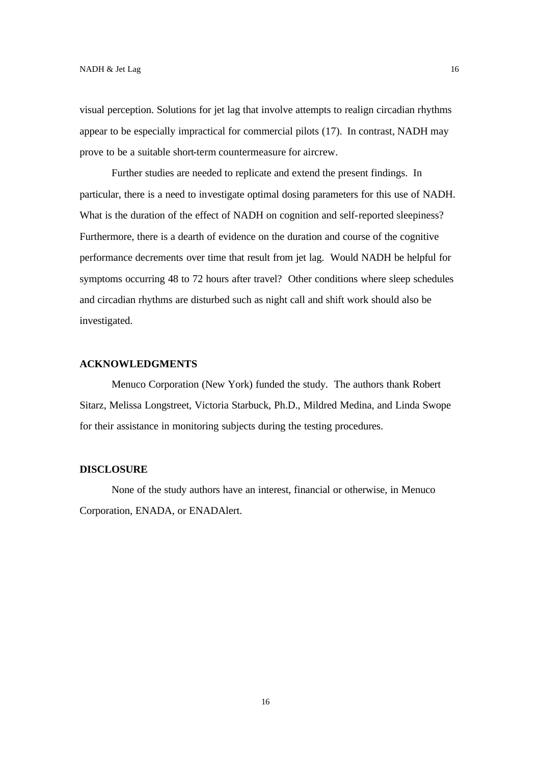visual perception. Solutions for jet lag that involve attempts to realign circadian rhythms appear to be especially impractical for commercial pilots (17). In contrast, NADH may prove to be a suitable short-term countermeasure for aircrew.

Further studies are needed to replicate and extend the present findings. In particular, there is a need to investigate optimal dosing parameters for this use of NADH. What is the duration of the effect of NADH on cognition and self-reported sleepiness? Furthermore, there is a dearth of evidence on the duration and course of the cognitive performance decrements over time that result from jet lag. Would NADH be helpful for symptoms occurring 48 to 72 hours after travel? Other conditions where sleep schedules and circadian rhythms are disturbed such as night call and shift work should also be investigated.

## ACKNOWLEDGMENTS

Menuco Corporation (New York) funded the study. The authors thank Robert Sitarz, Melissa Longstreet, Victoria Starbuck, Ph.D., Mildred Medina, and Linda Swope for their assistance in monitoring subjects during the testing procedures.

## DISCLOSURE

None of the study authors have an interest, financial or otherwise, in Menuco Corporation, ENADA, or ENADAlert.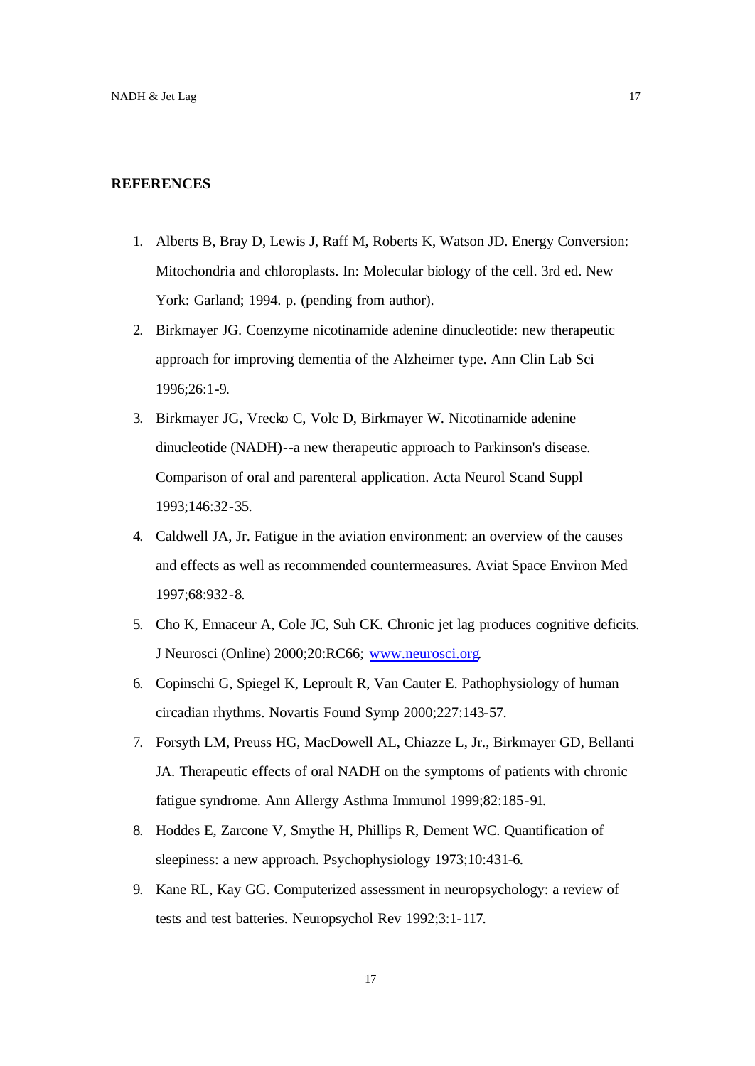**REFERENCES**

1. Alberts B, Bray D, Lewis J, Raff M, Roberts K, Watson JD. Energy Conversion: Mitochondria and chloroplasts. In: Molecular biology of the cell. 3rd ed. New York: Garland; 1994. p. (pending from author).
2. Birkmayer JG. Coenzyme nicotinamide adenine dinucleotide: new therapeutic approach for improving dementia of the Alzheimer type. Ann Clin Lab Sci 1996;26:1-9.
3. Birkmayer JG, Vrecko C, Volc D, Birkmayer W. Nicotinamide adenine dinucleotide (NADH)--a new therapeutic approach to Parkinson's disease. Comparison of oral and parenteral application. Acta Neurol Scand Suppl 1993;146:32-35.
4. Caldwell JA, Jr. Fatigue in the aviation environment: an overview of the causes and effects as well as recommended countermeasures. Aviat Space Environ Med 1997;68:932-8.
5. Cho K, Ennaceur A, Cole JC, Suh CK. Chronic jet lag produces cognitive deficits. J Neurosci (Online) 2000;20:RC66; www.neurosci.org.
6. Copinschi G, Spiegel K, Leproult R, Van Cauter E. Pathophysiology of human circadian rhythms. Novartis Found Symp 2000;227:143-57.
7. Forsyth LM, Preuss HG, MacDowell AL, Chiazze L, Jr., Birkmayer GD, Bellanti JA. Therapeutic effects of oral NADH on the symptoms of patients with chronic fatigue syndrome. Ann Allergy Asthma Immunol 1999;82:185-91.
8. Hoddes E, Zarcone V, Smythe H, Phillips R, Dement WC. Quantification of sleepiness: a new approach. Psychophysiology 1973;10:431-6.
9. Kane RL, Kay GG. Computerized assessment in neuropsychology: a review of tests and test batteries. Neuropsychol Rev 1992;3:1-117.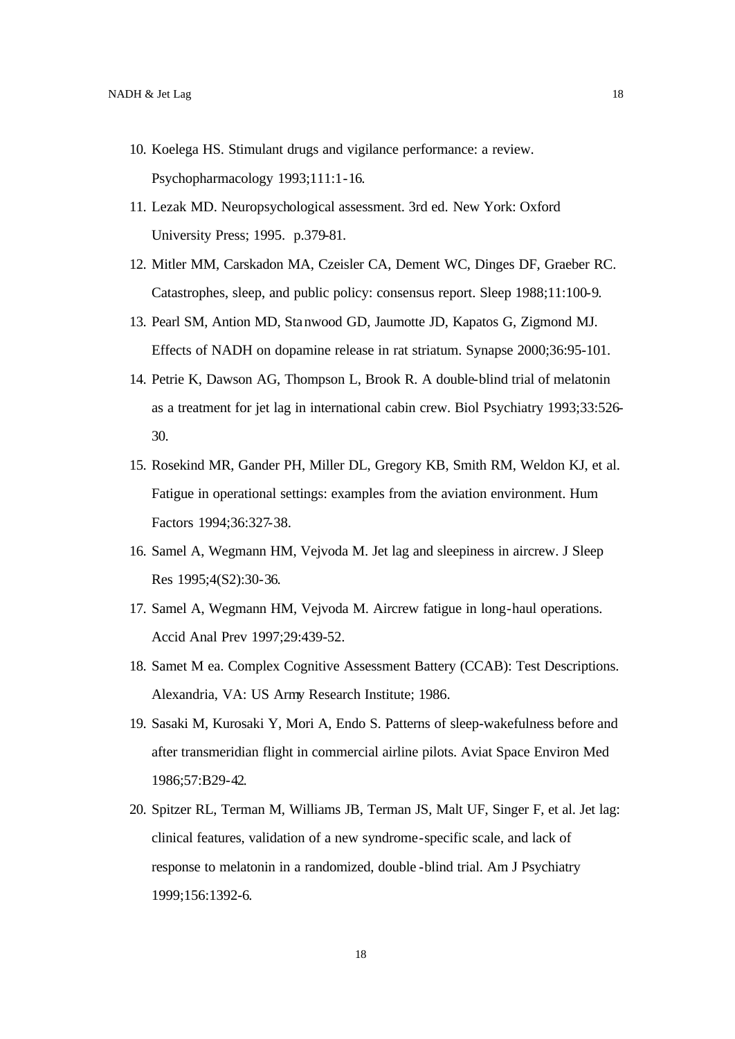10. Koelega HS. Stimulant drugs and vigilance performance: a review. Psychopharmacology 1993;111:1-16.
11. Lezak MD. Neuropsychological assessment. 3rd ed. New York: Oxford University Press; 1995. p.379-81.
12. Mitler MM, Carskadon MA, Czeisler CA, Dement WC, Dinges DF, Graeber RC. Catastrophes, sleep, and public policy: consensus report. Sleep 1988;11:100-9.
13. Pearl SM, Antion MD, Stanwood GD, Jaumotte JD, Kapatos G, Zigmond MJ. Effects of NADH on dopamine release in rat striatum. Synapse 2000;36:95-101.
14. Petrie K, Dawson AG, Thompson L, Brook R. A double-blind trial of melatonin as a treatment for jet lag in international cabin crew. Biol Psychiatry 1993;33:526-30.
15. Rosekind MR, Gander PH, Miller DL, Gregory KB, Smith RM, Weldon KJ, et al. Fatigue in operational settings: examples from the aviation environment. Hum Factors 1994;36:327-38.
16. Samel A, Wegmann HM, Vejvoda M. Jet lag and sleepiness in aircrew. J Sleep Res 1995;4(S2):30-36.
17. Samel A, Wegmann HM, Vejvoda M. Aircrew fatigue in long-haul operations. Accid Anal Prev 1997;29:439-52.
18. Samet M ea. Complex Cognitive Assessment Battery (CCAB): Test Descriptions. Alexandria, VA: US Army Research Institute; 1986.
19. Sasaki M, Kurosaki Y, Mori A, Endo S. Patterns of sleep-wakefulness before and after transmeridian flight in commercial airline pilots. Aviat Space Environ Med 1986;57:B29-42.
20. Spitzer RL, Terman M, Williams JB, Terman JS, Malt UF, Singer F, et al. Jet lag: clinical features, validation of a new syndrome-specific scale, and lack of response to melatonin in a randomized, double-blind trial. Am J Psychiatry 1999;156:1392-6.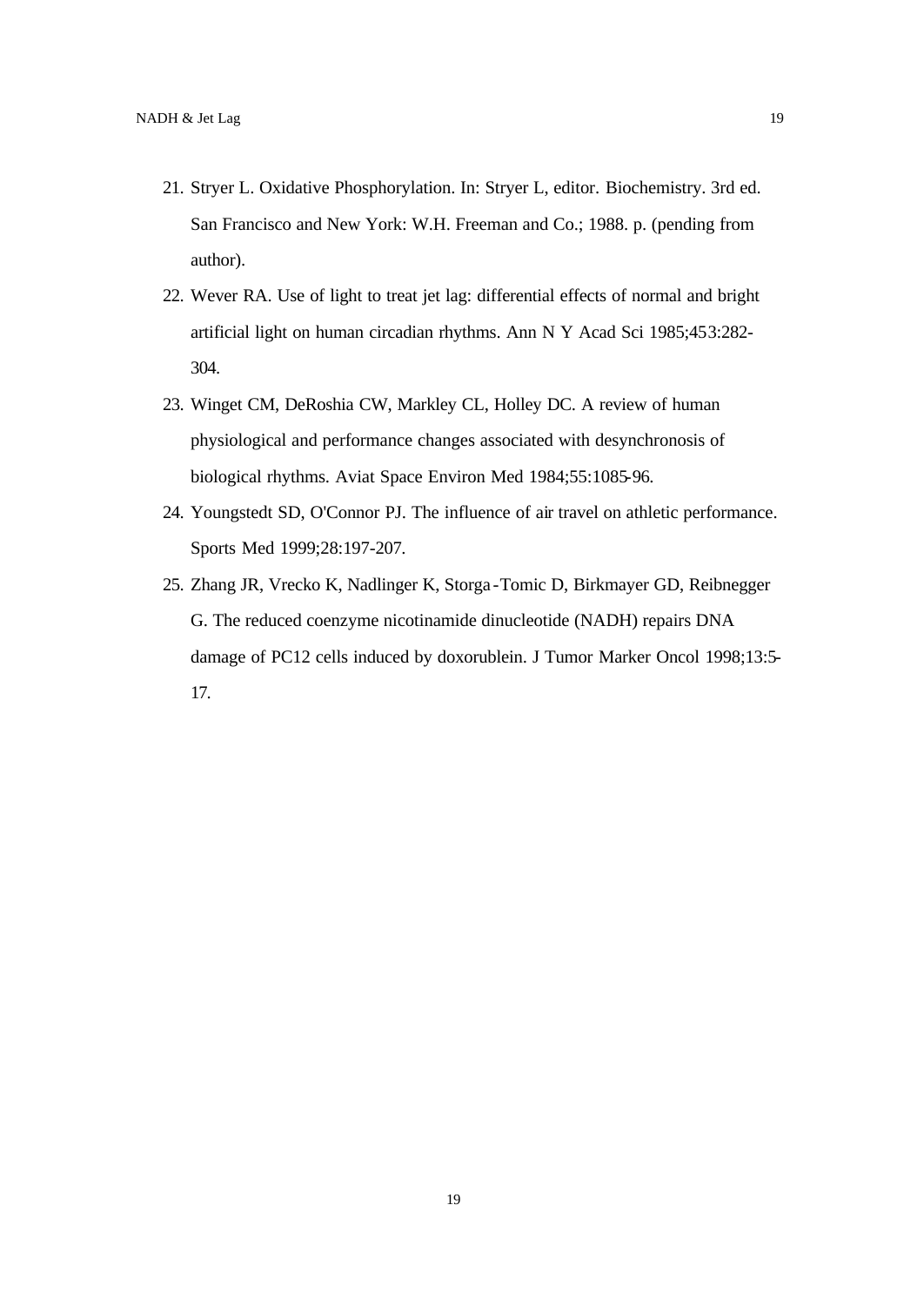21. Stryer L. Oxidative Phosphorylation. In: Stryer L, editor. Biochemistry. 3rd ed. San Francisco and New York: W.H. Freeman and Co.; 1988. p. (pending from author).
22. Wever RA. Use of light to treat jet lag: differential effects of normal and bright artificial light on human circadian rhythms. Ann N Y Acad Sci 1985;453:282-304.
23. Winget CM, DeRoshia CW, Markley CL, Holley DC. A review of human physiological and performance changes associated with desynchronosis of biological rhythms. Aviat Space Environ Med 1984;55:1085-96.
24. Youngstedt SD, O'Connor PJ. The influence of air travel on athletic performance. Sports Med 1999;28:197-207.
25. Zhang JR, Vrecko K, Nadlinger K, Storga-Tomic D, Birkmayer GD, Reibnegger G. The reduced coenzyme nicotinamide dinucleotide (NADH) repairs DNA damage of PC12 cells induced by doxorublein. J Tumor Marker Oncol 1998;13:5-17.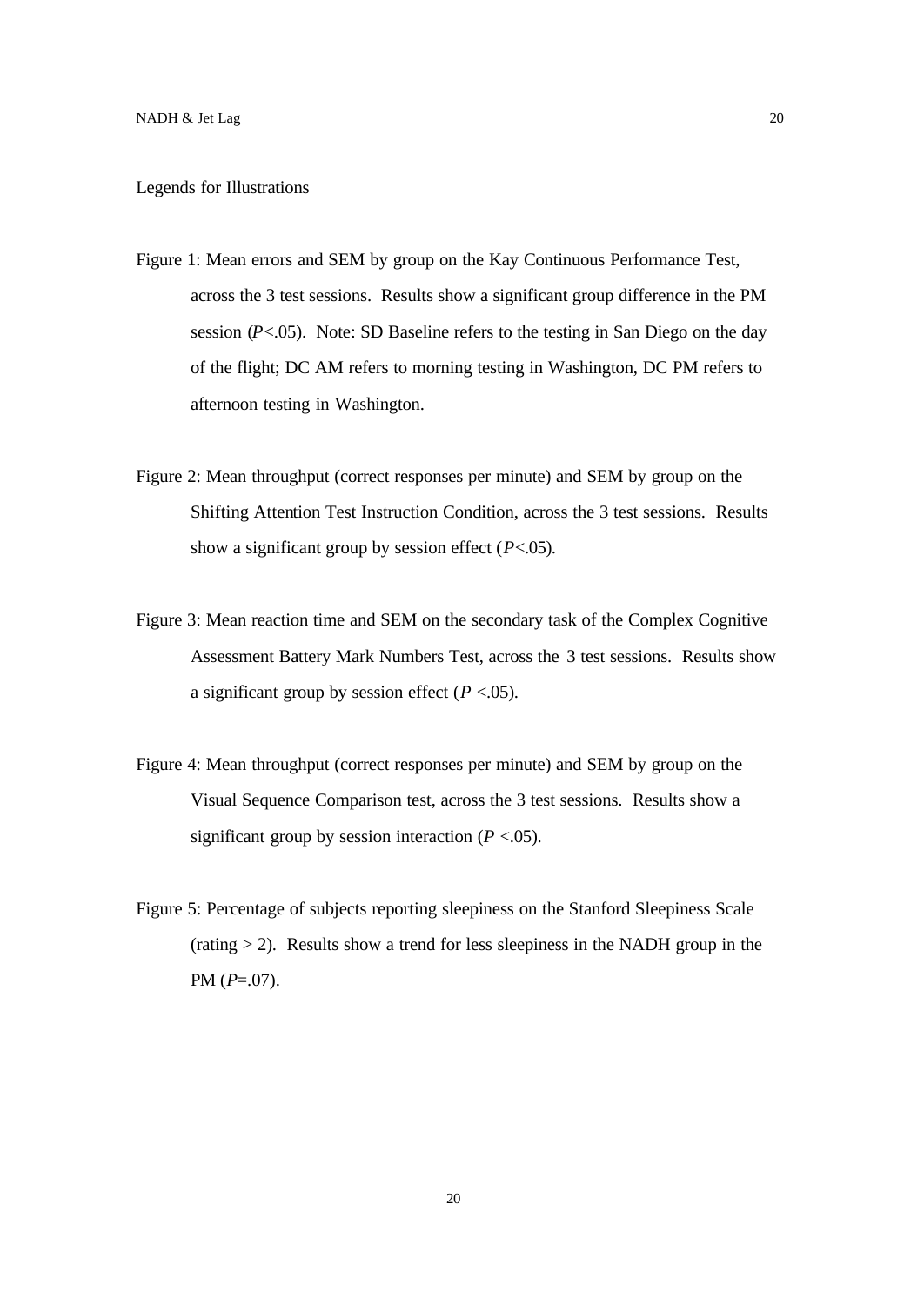Legends for Illustrations

Figure 1: Mean errors and SEM by group on the Kay Continuous Performance Test, across the 3 test sessions. Results show a significant group difference in the PM session ($P$<.05). Note: SD Baseline refers to the testing in San Diego on the day of the flight; DC AM refers to morning testing in Washington, DC PM refers to afternoon testing in Washington.

Figure 2: Mean throughput (correct responses per minute) and SEM by group on the Shifting Attention Test Instruction Condition, across the 3 test sessions. Results show a significant group by session effect ($P$<.05).

Figure 3: Mean reaction time and SEM on the secondary task of the Complex Cognitive Assessment Battery Mark Numbers Test, across the 3 test sessions. Results show a significant group by session effect ($P$ <.05).

Figure 4: Mean throughput (correct responses per minute) and SEM by group on the Visual Sequence Comparison test, across the 3 test sessions. Results show a significant group by session interaction ($P$ <.05).

Figure 5: Percentage of subjects reporting sleepiness on the Stanford Sleepiness Scale (rating > 2). Results show a trend for less sleepiness in the NADH group in the PM ($P$=.07).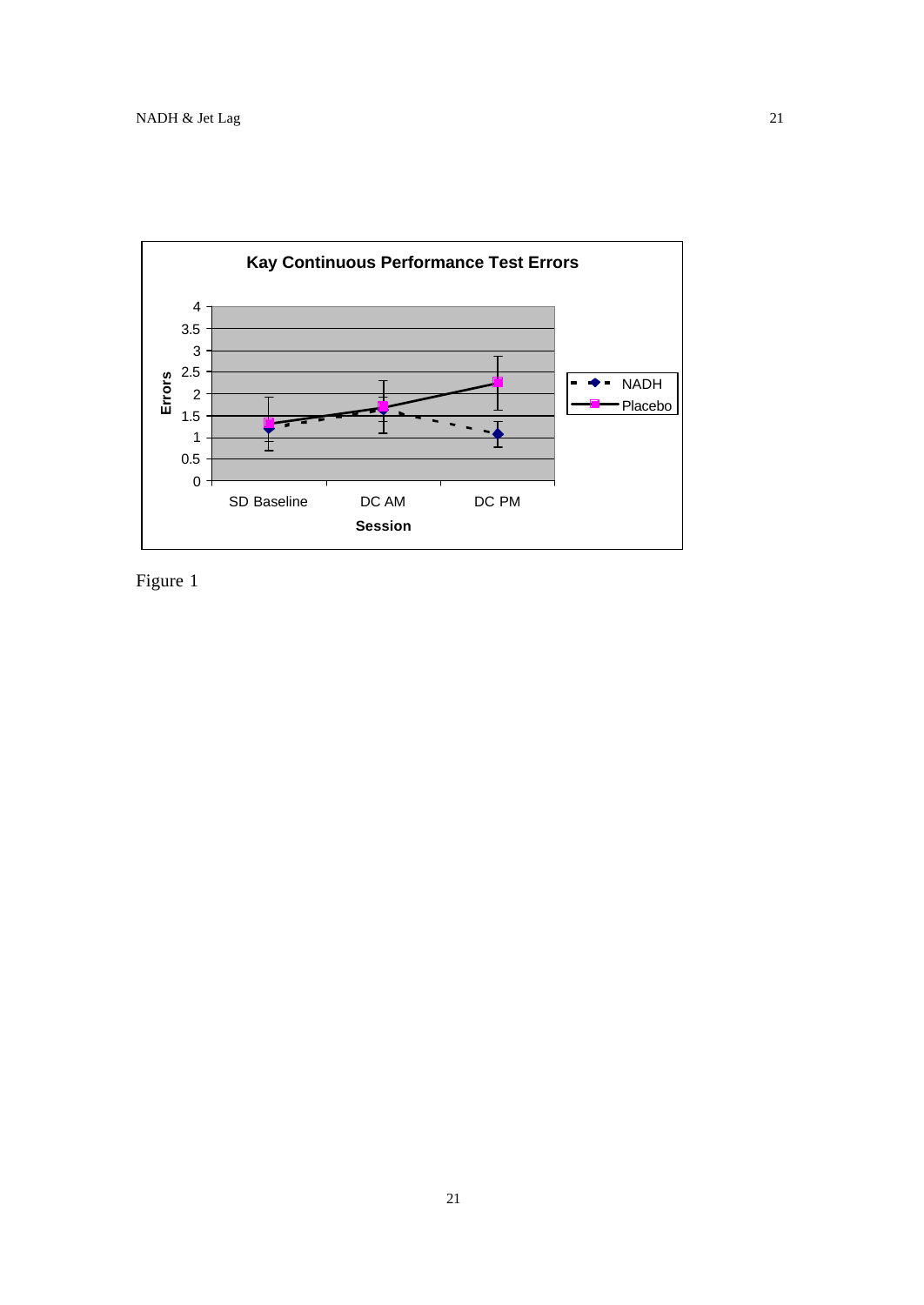**Kay Continuous Performance Test Errors**

Figure 1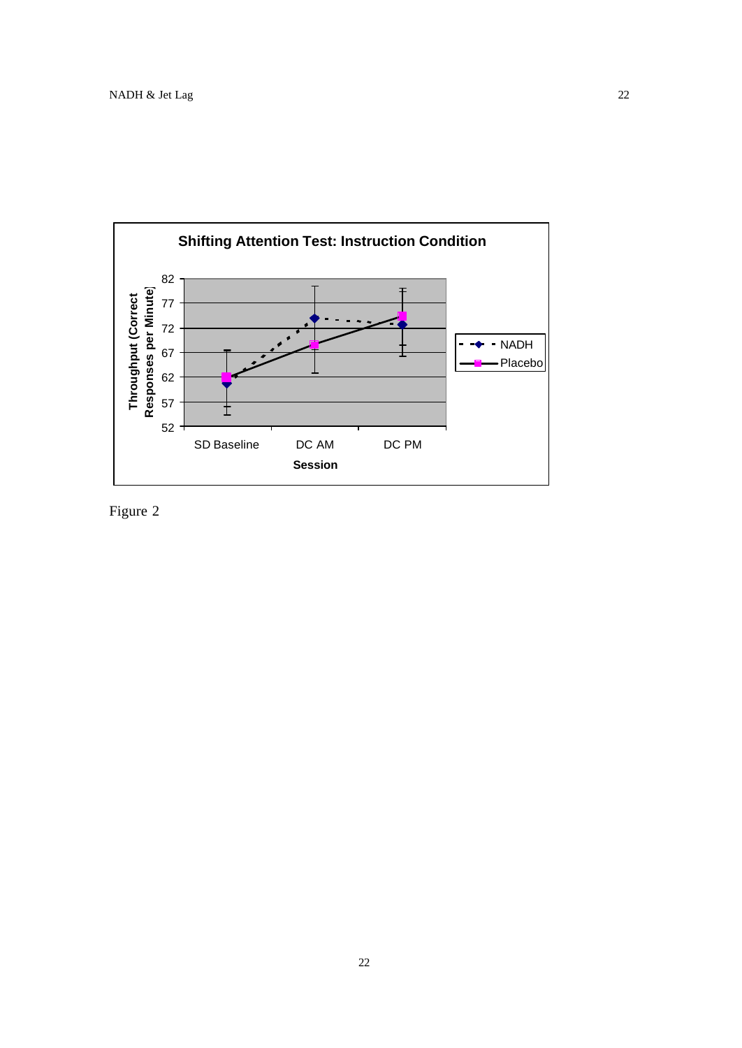**Shifting Attention Test: Instruction Condition**

Throughput (Correct Responses per Minute)

82
77
72
67
62
57
52

SD Baseline DC AM DC PM

**Session**

NADH

Placebo

Figure 2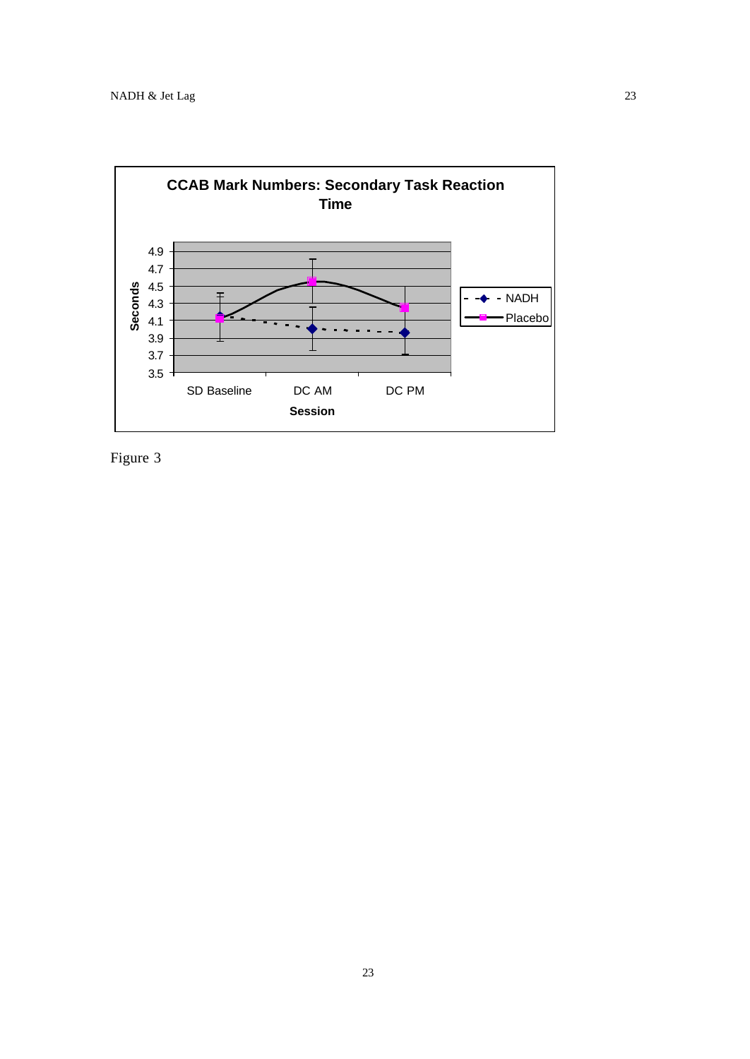**CCAB Mark Numbers: Secondary Task Reaction Time**

Figure 3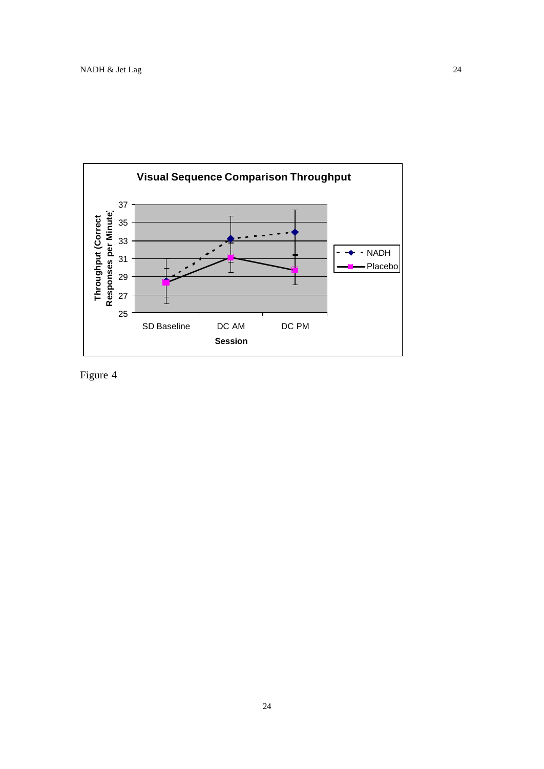**Visual Sequence Comparison Throughput**

Figure 4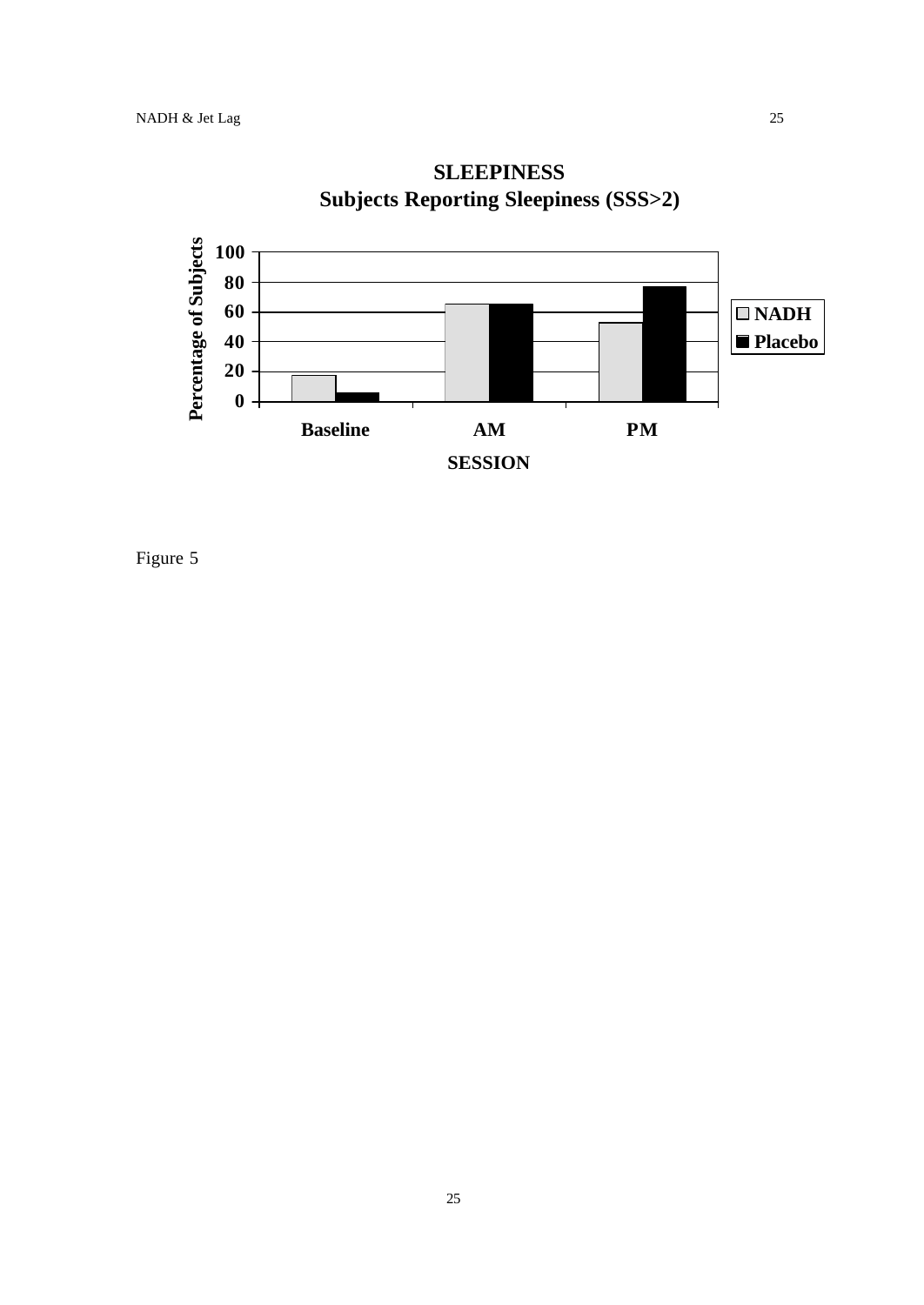**SLEEPINESS**
**Subjects Reporting Sleepiness (SSS>2)**

Percentage of Subjects

100
80
60
40
20
0

Baseline
AM
PM

SESSION

NADH
Placebo

Figure 5